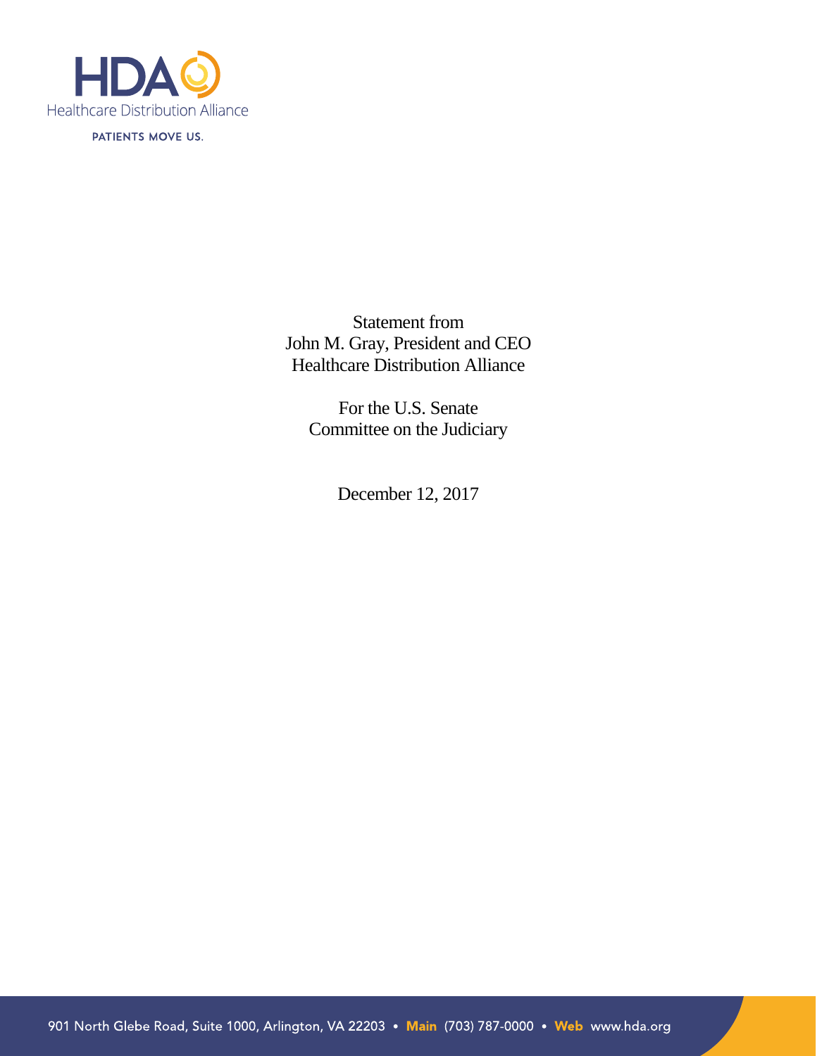HDA

Healthcare Distribution Alliance

PATIENTS MOVE US.

Statement from
John M. Gray, President and CEO
Healthcare Distribution Alliance

For the U.S. Senate
Committee on the Judiciary

December 12, 2017

901 North Glebe Road, Suite 1000, Arlington, VA 22203 • Main (703) 787-0000 • Web www.hda.org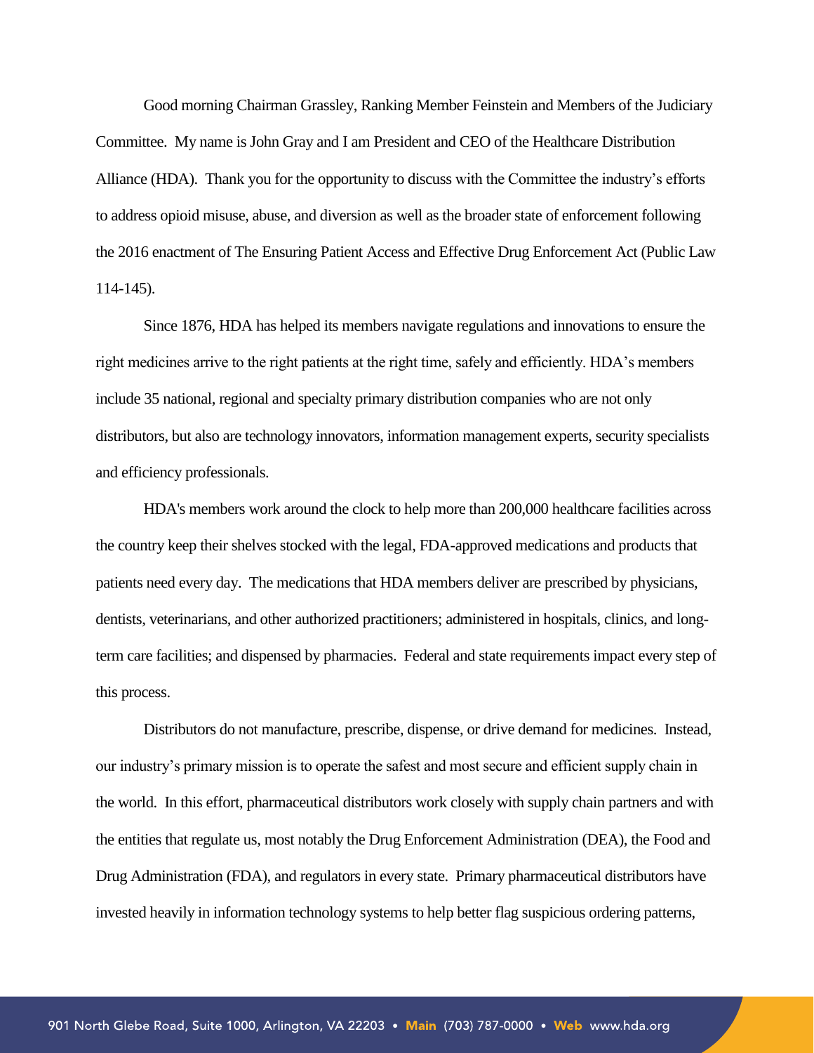Good morning Chairman Grassley, Ranking Member Feinstein and Members of the Judiciary Committee. My name is John Gray and I am President and CEO of the Healthcare Distribution Alliance (HDA). Thank you for the opportunity to discuss with the Committee the industry's efforts to address opioid misuse, abuse, and diversion as well as the broader state of enforcement following the 2016 enactment of The Ensuring Patient Access and Effective Drug Enforcement Act (Public Law 114-145).

Since 1876, HDA has helped its members navigate regulations and innovations to ensure the right medicines arrive to the right patients at the right time, safely and efficiently. HDA's members include 35 national, regional and specialty primary distribution companies who are not only distributors, but also are technology innovators, information management experts, security specialists and efficiency professionals.

HDA's members work around the clock to help more than 200,000 healthcare facilities across the country keep their shelves stocked with the legal, FDA-approved medications and products that patients need every day. The medications that HDA members deliver are prescribed by physicians, dentists, veterinarians, and other authorized practitioners; administered in hospitals, clinics, and long-term care facilities; and dispensed by pharmacies. Federal and state requirements impact every step of this process.

Distributors do not manufacture, prescribe, dispense, or drive demand for medicines. Instead, our industry's primary mission is to operate the safest and most secure and efficient supply chain in the world. In this effort, pharmaceutical distributors work closely with supply chain partners and with the entities that regulate us, most notably the Drug Enforcement Administration (DEA), the Food and Drug Administration (FDA), and regulators in every state. Primary pharmaceutical distributors have invested heavily in information technology systems to help better flag suspicious ordering patterns,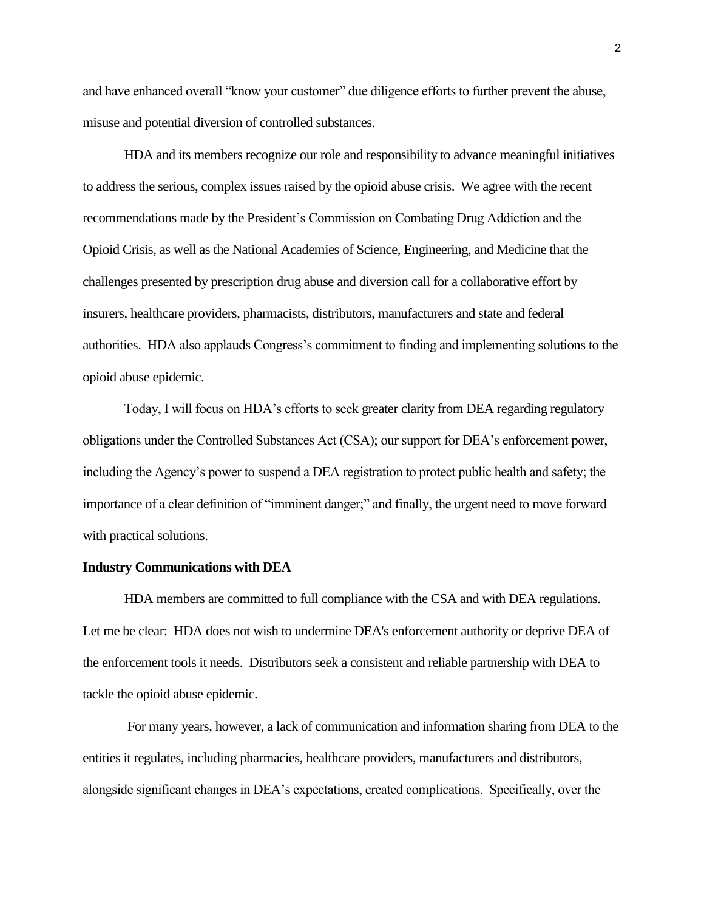and have enhanced overall "know your customer" due diligence efforts to further prevent the abuse, misuse and potential diversion of controlled substances.

HDA and its members recognize our role and responsibility to advance meaningful initiatives to address the serious, complex issues raised by the opioid abuse crisis. We agree with the recent recommendations made by the President's Commission on Combating Drug Addiction and the Opioid Crisis, as well as the National Academies of Science, Engineering, and Medicine that the challenges presented by prescription drug abuse and diversion call for a collaborative effort by insurers, healthcare providers, pharmacists, distributors, manufacturers and state and federal authorities. HDA also applauds Congress's commitment to finding and implementing solutions to the opioid abuse epidemic.

Today, I will focus on HDA's efforts to seek greater clarity from DEA regarding regulatory obligations under the Controlled Substances Act (CSA); our support for DEA's enforcement power, including the Agency's power to suspend a DEA registration to protect public health and safety; the importance of a clear definition of "imminent danger;" and finally, the urgent need to move forward with practical solutions.

**Industry Communications with DEA**

HDA members are committed to full compliance with the CSA and with DEA regulations. Let me be clear: HDA does not wish to undermine DEA's enforcement authority or deprive DEA of the enforcement tools it needs. Distributors seek a consistent and reliable partnership with DEA to tackle the opioid abuse epidemic.

For many years, however, a lack of communication and information sharing from DEA to the entities it regulates, including pharmacies, healthcare providers, manufacturers and distributors, alongside significant changes in DEA's expectations, created complications. Specifically, over the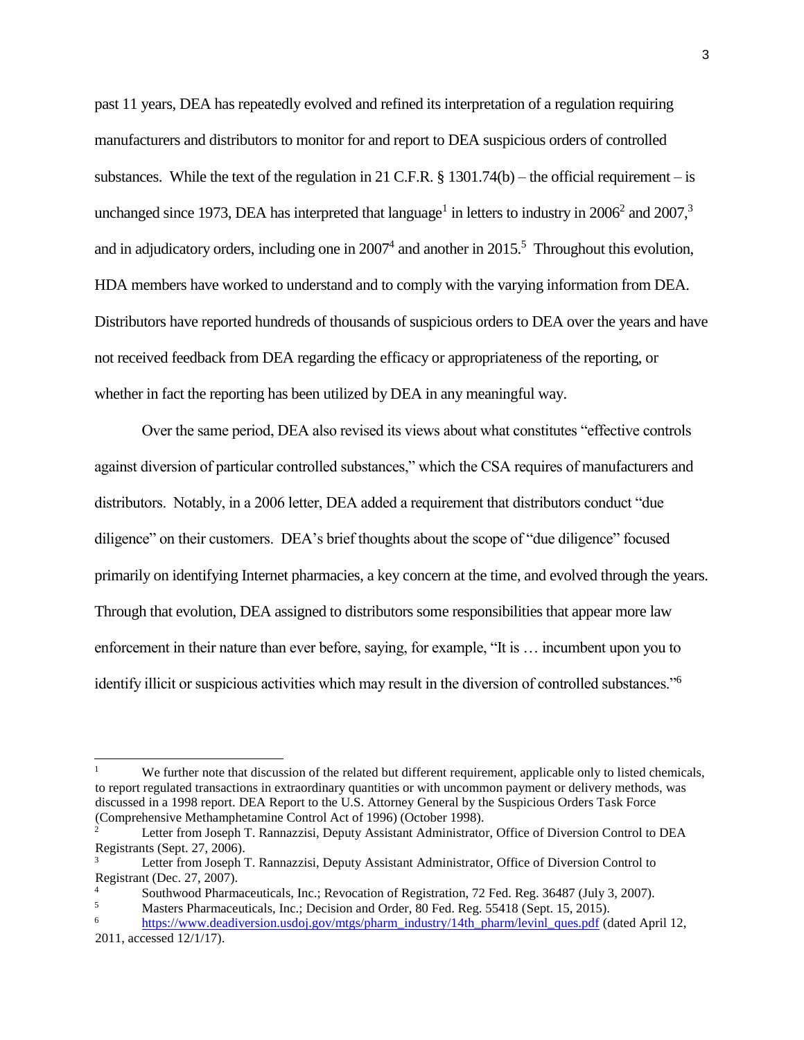past 11 years, DEA has repeatedly evolved and refined its interpretation of a regulation requiring manufacturers and distributors to monitor for and report to DEA suspicious orders of controlled substances. While the text of the regulation in 21 C.F.R. § 1301.74(b) – the official requirement – is unchanged since 1973, DEA has interpreted that language[1] in letters to industry in 2006[2] and 2007,[3] and in adjudicatory orders, including one in 2007[4] and another in 2015.[5] Throughout this evolution, HDA members have worked to understand and to comply with the varying information from DEA. Distributors have reported hundreds of thousands of suspicious orders to DEA over the years and have not received feedback from DEA regarding the efficacy or appropriateness of the reporting, or whether in fact the reporting has been utilized by DEA in any meaningful way.

Over the same period, DEA also revised its views about what constitutes "effective controls against diversion of particular controlled substances," which the CSA requires of manufacturers and distributors. Notably, in a 2006 letter, DEA added a requirement that distributors conduct "due diligence" on their customers. DEA's brief thoughts about the scope of "due diligence" focused primarily on identifying Internet pharmacies, a key concern at the time, and evolved through the years. Through that evolution, DEA assigned to distributors some responsibilities that appear more law enforcement in their nature than ever before, saying, for example, "It is … incumbent upon you to identify illicit or suspicious activities which may result in the diversion of controlled substances."[6]

---

[1] We further note that discussion of the related but different requirement, applicable only to listed chemicals, to report regulated transactions in extraordinary quantities or with uncommon payment or delivery methods, was discussed in a 1998 report. DEA Report to the U.S. Attorney General by the Suspicious Orders Task Force (Comprehensive Methamphetamine Control Act of 1996) (October 1998).

[2] Letter from Joseph T. Rannazzisi, Deputy Assistant Administrator, Office of Diversion Control to DEA Registrants (Sept. 27, 2006).

[3] Letter from Joseph T. Rannazzisi, Deputy Assistant Administrator, Office of Diversion Control to Registrant (Dec. 27, 2007).

[4] Southwood Pharmaceuticals, Inc.; Revocation of Registration, 72 Fed. Reg. 36487 (July 3, 2007).

[5] Masters Pharmaceuticals, Inc.; Decision and Order, 80 Fed. Reg. 55418 (Sept. 15, 2015).

[6] https://www.deadiversion.usdoj.gov/mtgs/pharm_industry/14th_pharm/levinl_ques.pdf (dated April 12, 2011, accessed 12/1/17).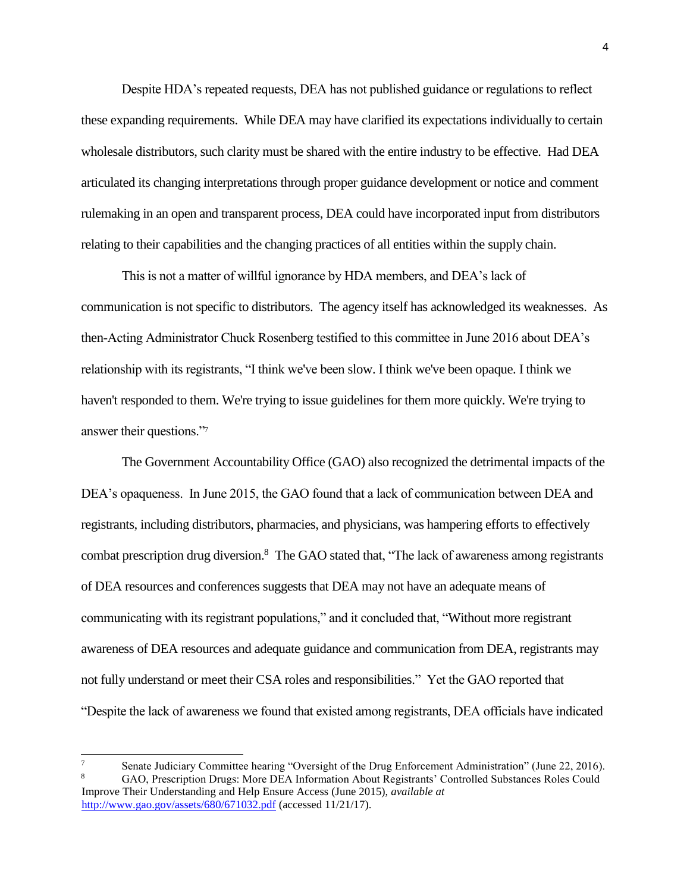Despite HDA's repeated requests, DEA has not published guidance or regulations to reflect these expanding requirements. While DEA may have clarified its expectations individually to certain wholesale distributors, such clarity must be shared with the entire industry to be effective. Had DEA articulated its changing interpretations through proper guidance development or notice and comment rulemaking in an open and transparent process, DEA could have incorporated input from distributors relating to their capabilities and the changing practices of all entities within the supply chain.

This is not a matter of willful ignorance by HDA members, and DEA's lack of communication is not specific to distributors. The agency itself has acknowledged its weaknesses. As then-Acting Administrator Chuck Rosenberg testified to this committee in June 2016 about DEA's relationship with its registrants, "I think we've been slow. I think we've been opaque. I think we haven't responded to them. We're trying to issue guidelines for them more quickly. We're trying to answer their questions."[7]

The Government Accountability Office (GAO) also recognized the detrimental impacts of the DEA's opaqueness. In June 2015, the GAO found that a lack of communication between DEA and registrants, including distributors, pharmacies, and physicians, was hampering efforts to effectively combat prescription drug diversion.[8] The GAO stated that, "The lack of awareness among registrants of DEA resources and conferences suggests that DEA may not have an adequate means of communicating with its registrant populations," and it concluded that, "Without more registrant awareness of DEA resources and adequate guidance and communication from DEA, registrants may not fully understand or meet their CSA roles and responsibilities." Yet the GAO reported that "Despite the lack of awareness we found that existed among registrants, DEA officials have indicated

---

[7] Senate Judiciary Committee hearing "Oversight of the Drug Enforcement Administration" (June 22, 2016).

[8] GAO, Prescription Drugs: More DEA Information About Registrants' Controlled Substances Roles Could Improve Their Understanding and Help Ensure Access (June 2015), *available at* http://www.gao.gov/assets/680/671032.pdf (accessed 11/21/17).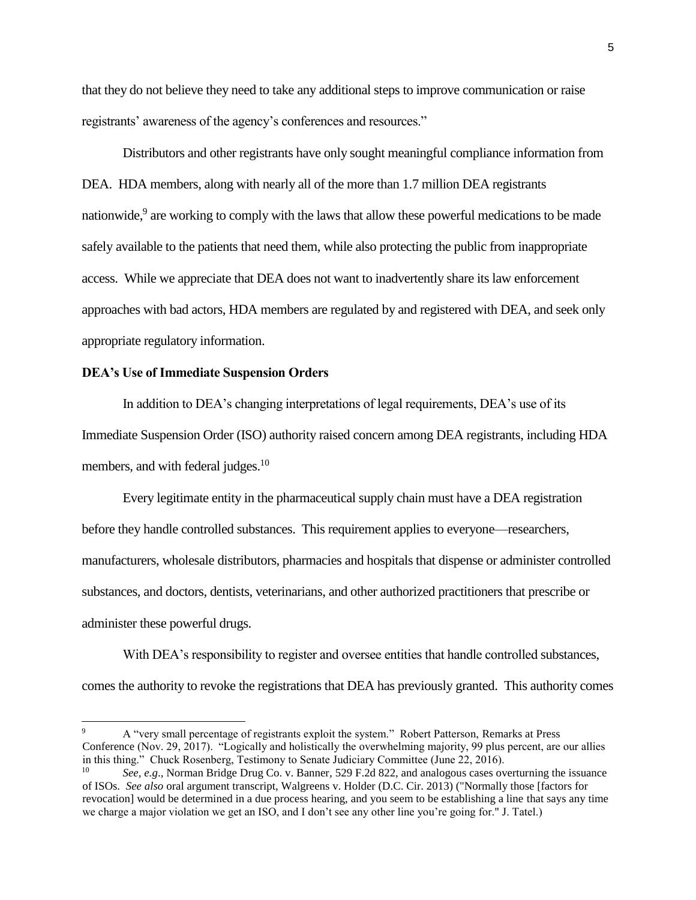that they do not believe they need to take any additional steps to improve communication or raise registrants' awareness of the agency's conferences and resources."

Distributors and other registrants have only sought meaningful compliance information from DEA. HDA members, along with nearly all of the more than 1.7 million DEA registrants nationwide,[9] are working to comply with the laws that allow these powerful medications to be made safely available to the patients that need them, while also protecting the public from inappropriate access. While we appreciate that DEA does not want to inadvertently share its law enforcement approaches with bad actors, HDA members are regulated by and registered with DEA, and seek only appropriate regulatory information.

**DEA's Use of Immediate Suspension Orders**

In addition to DEA's changing interpretations of legal requirements, DEA's use of its Immediate Suspension Order (ISO) authority raised concern among DEA registrants, including HDA members, and with federal judges.[10]

Every legitimate entity in the pharmaceutical supply chain must have a DEA registration before they handle controlled substances. This requirement applies to everyone—researchers, manufacturers, wholesale distributors, pharmacies and hospitals that dispense or administer controlled substances, and doctors, dentists, veterinarians, and other authorized practitioners that prescribe or administer these powerful drugs.

With DEA's responsibility to register and oversee entities that handle controlled substances, comes the authority to revoke the registrations that DEA has previously granted. This authority comes

---

[9] A "very small percentage of registrants exploit the system." Robert Patterson, Remarks at Press Conference (Nov. 29, 2017). "Logically and holistically the overwhelming majority, 99 plus percent, are our allies in this thing." Chuck Rosenberg, Testimony to Senate Judiciary Committee (June 22, 2016).

[10] *See, e.g*., Norman Bridge Drug Co. v. Banner, 529 F.2d 822, and analogous cases overturning the issuance of ISOs. *See also* oral argument transcript, Walgreens v. Holder (D.C. Cir. 2013) ("Normally those [factors for revocation] would be determined in a due process hearing, and you seem to be establishing a line that says any time we charge a major violation we get an ISO, and I don't see any other line you're going for." J. Tatel.)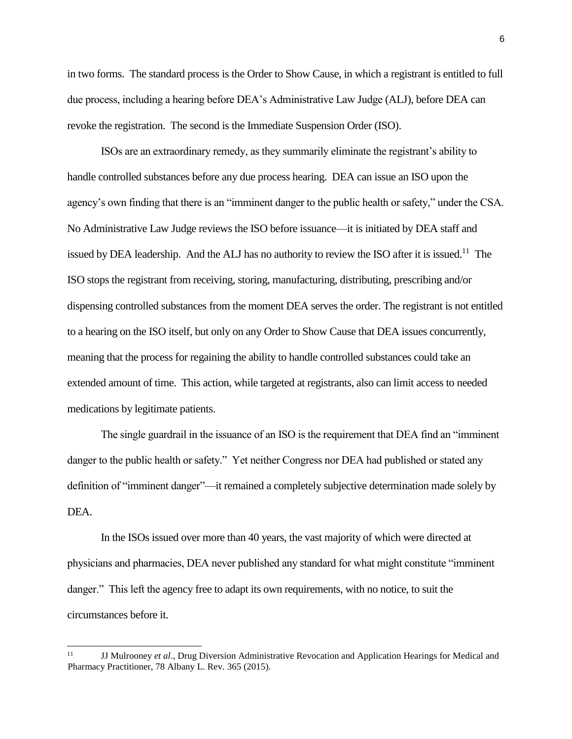in two forms. The standard process is the Order to Show Cause, in which a registrant is entitled to full due process, including a hearing before DEA's Administrative Law Judge (ALJ), before DEA can revoke the registration. The second is the Immediate Suspension Order (ISO).

ISOs are an extraordinary remedy, as they summarily eliminate the registrant's ability to handle controlled substances before any due process hearing. DEA can issue an ISO upon the agency's own finding that there is an "imminent danger to the public health or safety," under the CSA. No Administrative Law Judge reviews the ISO before issuance—it is initiated by DEA staff and issued by DEA leadership. And the ALJ has no authority to review the ISO after it is issued.[11] The ISO stops the registrant from receiving, storing, manufacturing, distributing, prescribing and/or dispensing controlled substances from the moment DEA serves the order. The registrant is not entitled to a hearing on the ISO itself, but only on any Order to Show Cause that DEA issues concurrently, meaning that the process for regaining the ability to handle controlled substances could take an extended amount of time. This action, while targeted at registrants, also can limit access to needed medications by legitimate patients.

The single guardrail in the issuance of an ISO is the requirement that DEA find an "imminent danger to the public health or safety." Yet neither Congress nor DEA had published or stated any definition of "imminent danger"—it remained a completely subjective determination made solely by DEA.

In the ISOs issued over more than 40 years, the vast majority of which were directed at physicians and pharmacies, DEA never published any standard for what might constitute "imminent danger." This left the agency free to adapt its own requirements, with no notice, to suit the circumstances before it.

---

[11] JJ Mulrooney *et al*., Drug Diversion Administrative Revocation and Application Hearings for Medical and Pharmacy Practitioner, 78 Albany L. Rev. 365 (2015).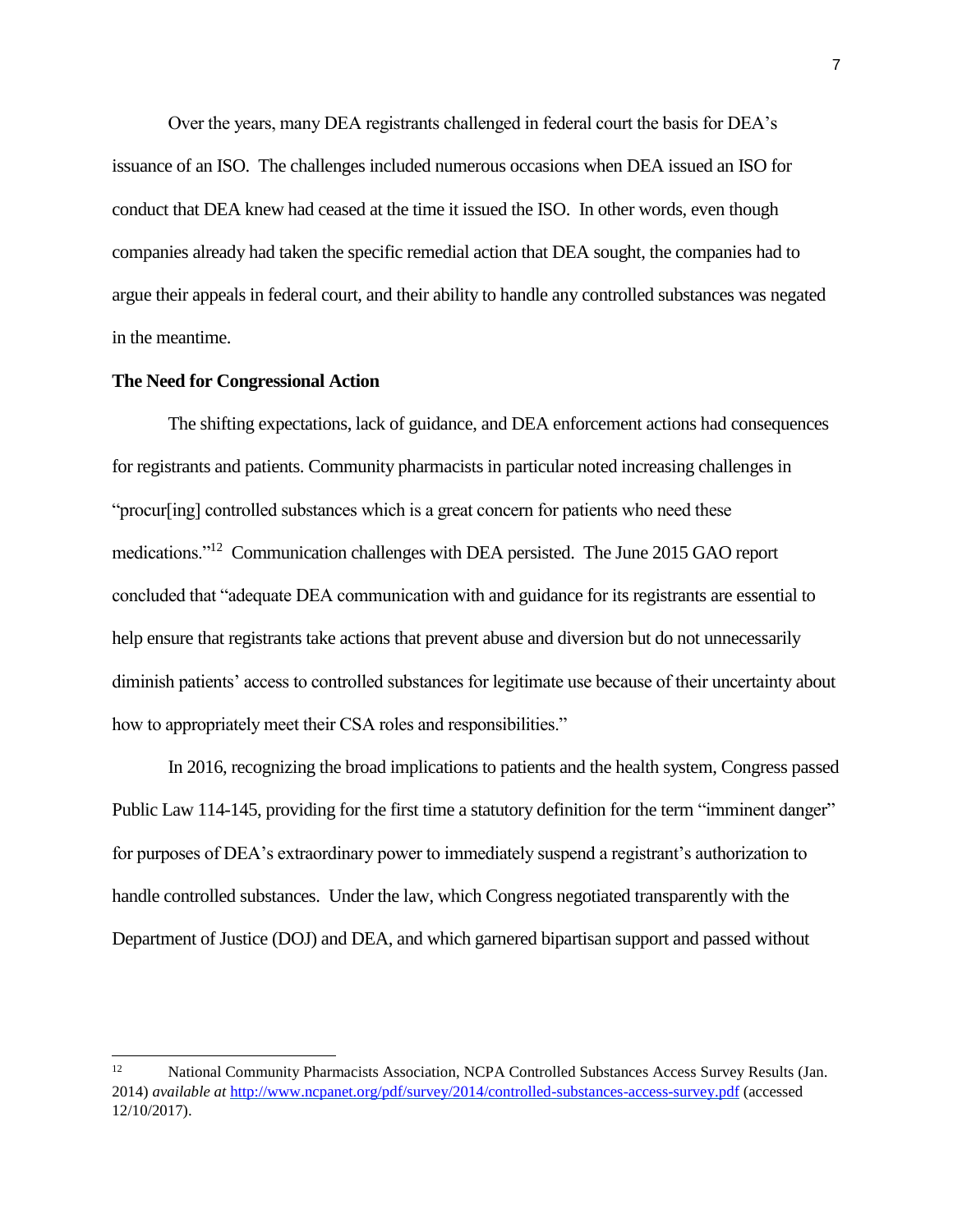Over the years, many DEA registrants challenged in federal court the basis for DEA's issuance of an ISO. The challenges included numerous occasions when DEA issued an ISO for conduct that DEA knew had ceased at the time it issued the ISO. In other words, even though companies already had taken the specific remedial action that DEA sought, the companies had to argue their appeals in federal court, and their ability to handle any controlled substances was negated in the meantime.

**The Need for Congressional Action**

The shifting expectations, lack of guidance, and DEA enforcement actions had consequences for registrants and patients. Community pharmacists in particular noted increasing challenges in "procur[ing] controlled substances which is a great concern for patients who need these medications."[12] Communication challenges with DEA persisted. The June 2015 GAO report concluded that "adequate DEA communication with and guidance for its registrants are essential to help ensure that registrants take actions that prevent abuse and diversion but do not unnecessarily diminish patients' access to controlled substances for legitimate use because of their uncertainty about how to appropriately meet their CSA roles and responsibilities."

In 2016, recognizing the broad implications to patients and the health system, Congress passed Public Law 114-145, providing for the first time a statutory definition for the term "imminent danger" for purposes of DEA's extraordinary power to immediately suspend a registrant's authorization to handle controlled substances. Under the law, which Congress negotiated transparently with the Department of Justice (DOJ) and DEA, and which garnered bipartisan support and passed without

---

[12] National Community Pharmacists Association, NCPA Controlled Substances Access Survey Results (Jan. 2014) *available at* http://www.ncpanet.org/pdf/survey/2014/controlled-substances-access-survey.pdf (accessed 12/10/2017).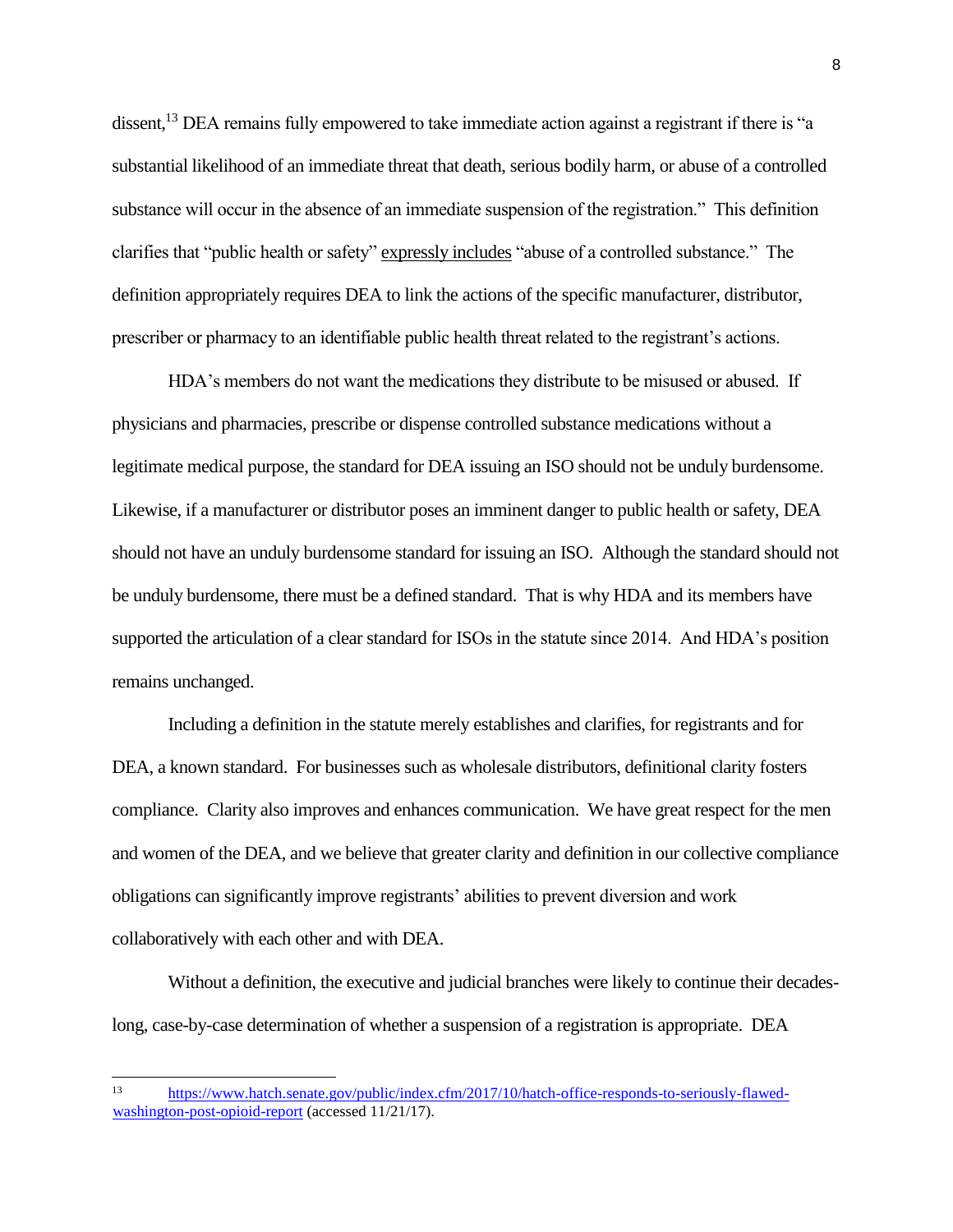dissent,[13] DEA remains fully empowered to take immediate action against a registrant if there is "a substantial likelihood of an immediate threat that death, serious bodily harm, or abuse of a controlled substance will occur in the absence of an immediate suspension of the registration." This definition clarifies that "public health or safety" <u>expressly includes</u> "abuse of a controlled substance." The definition appropriately requires DEA to link the actions of the specific manufacturer, distributor, prescriber or pharmacy to an identifiable public health threat related to the registrant's actions.

HDA's members do not want the medications they distribute to be misused or abused. If physicians and pharmacies, prescribe or dispense controlled substance medications without a legitimate medical purpose, the standard for DEA issuing an ISO should not be unduly burdensome. Likewise, if a manufacturer or distributor poses an imminent danger to public health or safety, DEA should not have an unduly burdensome standard for issuing an ISO. Although the standard should not be unduly burdensome, there must be a defined standard. That is why HDA and its members have supported the articulation of a clear standard for ISOs in the statute since 2014. And HDA's position remains unchanged.

Including a definition in the statute merely establishes and clarifies, for registrants and for DEA, a known standard. For businesses such as wholesale distributors, definitional clarity fosters compliance. Clarity also improves and enhances communication. We have great respect for the men and women of the DEA, and we believe that greater clarity and definition in our collective compliance obligations can significantly improve registrants' abilities to prevent diversion and work collaboratively with each other and with DEA.

Without a definition, the executive and judicial branches were likely to continue their decades-long, case-by-case determination of whether a suspension of a registration is appropriate. DEA

---

[13] https://www.hatch.senate.gov/public/index.cfm/2017/10/hatch-office-responds-to-seriously-flawed-washington-post-opioid-report (accessed 11/21/17).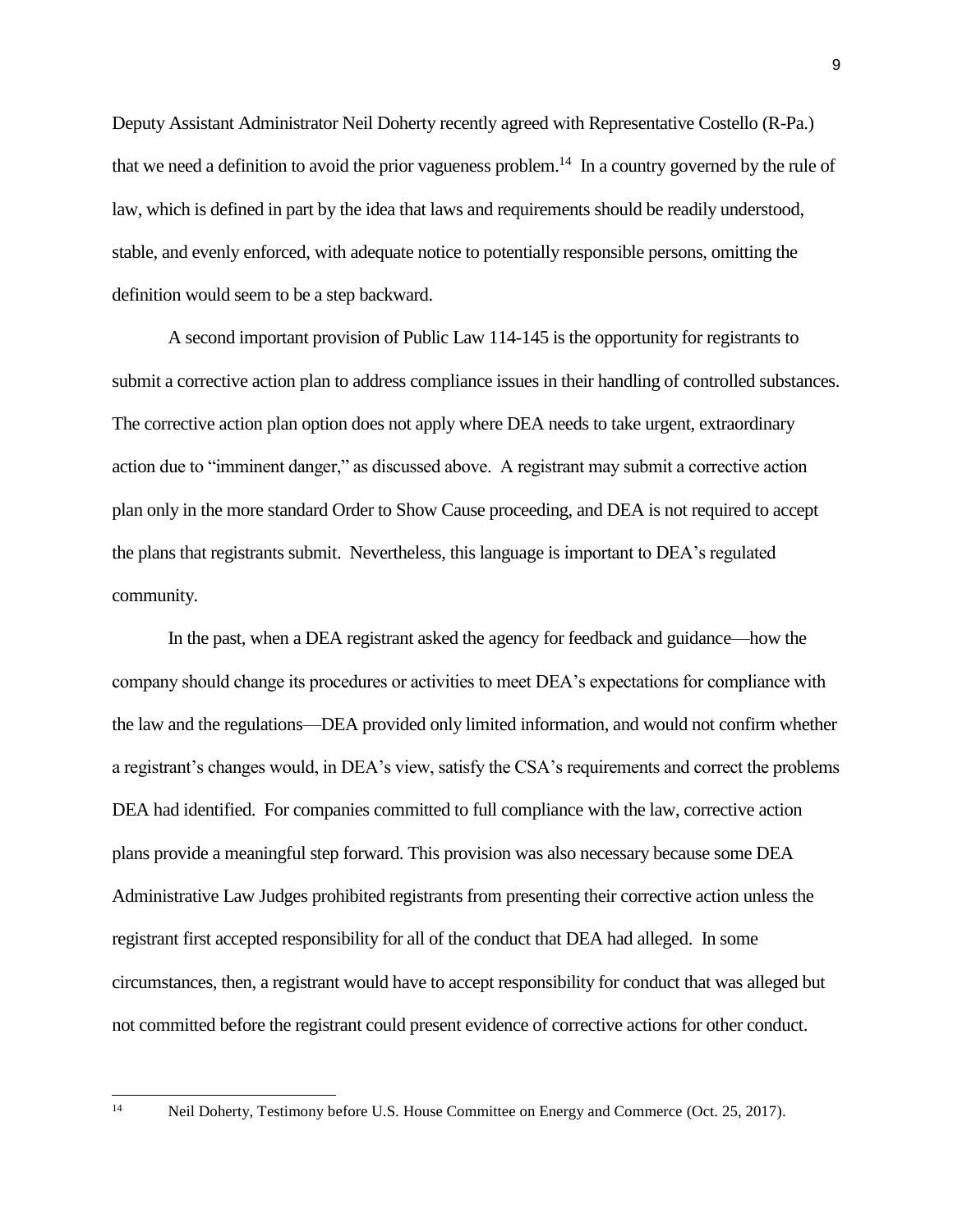Deputy Assistant Administrator Neil Doherty recently agreed with Representative Costello (R-Pa.) that we need a definition to avoid the prior vagueness problem.[14] In a country governed by the rule of law, which is defined in part by the idea that laws and requirements should be readily understood, stable, and evenly enforced, with adequate notice to potentially responsible persons, omitting the definition would seem to be a step backward.

A second important provision of Public Law 114-145 is the opportunity for registrants to submit a corrective action plan to address compliance issues in their handling of controlled substances. The corrective action plan option does not apply where DEA needs to take urgent, extraordinary action due to "imminent danger," as discussed above. A registrant may submit a corrective action plan only in the more standard Order to Show Cause proceeding, and DEA is not required to accept the plans that registrants submit. Nevertheless, this language is important to DEA's regulated community.

In the past, when a DEA registrant asked the agency for feedback and guidance—how the company should change its procedures or activities to meet DEA's expectations for compliance with the law and the regulations—DEA provided only limited information, and would not confirm whether a registrant's changes would, in DEA's view, satisfy the CSA's requirements and correct the problems DEA had identified. For companies committed to full compliance with the law, corrective action plans provide a meaningful step forward. This provision was also necessary because some DEA Administrative Law Judges prohibited registrants from presenting their corrective action unless the registrant first accepted responsibility for all of the conduct that DEA had alleged. In some circumstances, then, a registrant would have to accept responsibility for conduct that was alleged but not committed before the registrant could present evidence of corrective actions for other conduct.

---

[14] Neil Doherty, Testimony before U.S. House Committee on Energy and Commerce (Oct. 25, 2017).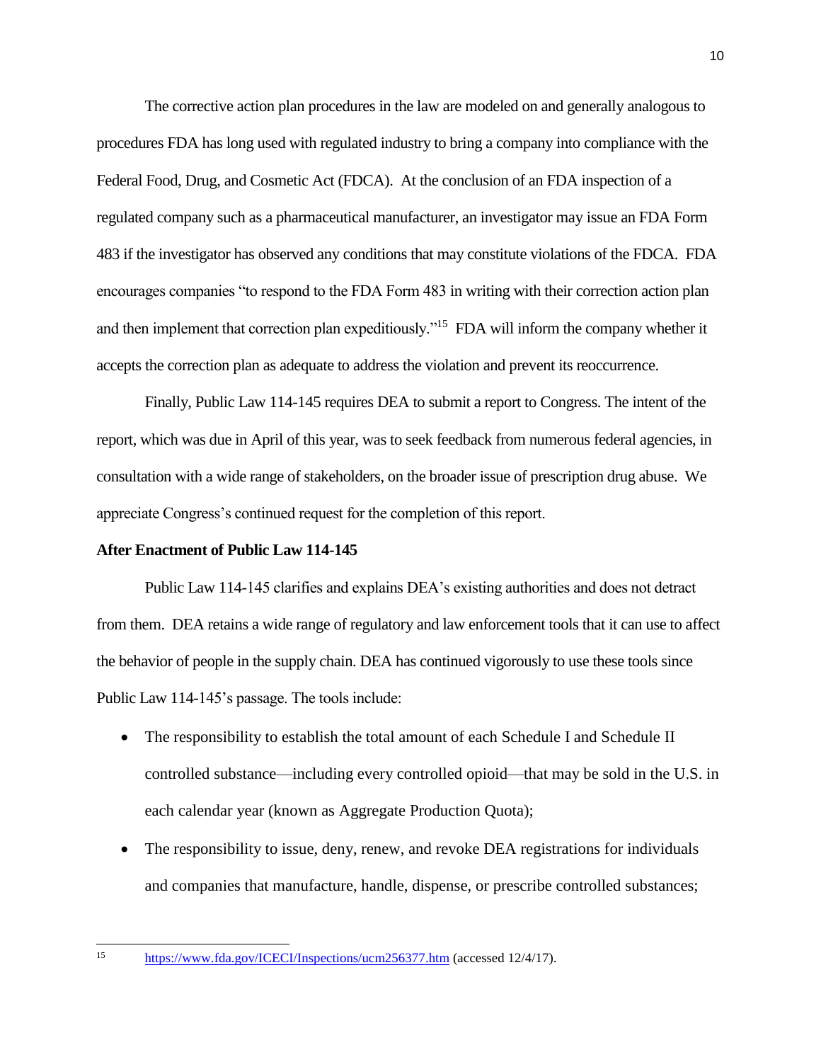The corrective action plan procedures in the law are modeled on and generally analogous to procedures FDA has long used with regulated industry to bring a company into compliance with the Federal Food, Drug, and Cosmetic Act (FDCA). At the conclusion of an FDA inspection of a regulated company such as a pharmaceutical manufacturer, an investigator may issue an FDA Form 483 if the investigator has observed any conditions that may constitute violations of the FDCA. FDA encourages companies "to respond to the FDA Form 483 in writing with their correction action plan and then implement that correction plan expeditiously."[15] FDA will inform the company whether it accepts the correction plan as adequate to address the violation and prevent its reoccurrence.

Finally, Public Law 114-145 requires DEA to submit a report to Congress. The intent of the report, which was due in April of this year, was to seek feedback from numerous federal agencies, in consultation with a wide range of stakeholders, on the broader issue of prescription drug abuse. We appreciate Congress's continued request for the completion of this report.

**After Enactment of Public Law 114-145**

Public Law 114-145 clarifies and explains DEA's existing authorities and does not detract from them. DEA retains a wide range of regulatory and law enforcement tools that it can use to affect the behavior of people in the supply chain. DEA has continued vigorously to use these tools since Public Law 114-145's passage. The tools include:

- The responsibility to establish the total amount of each Schedule I and Schedule II controlled substance—including every controlled opioid—that may be sold in the U.S. in each calendar year (known as Aggregate Production Quota);
- The responsibility to issue, deny, renew, and revoke DEA registrations for individuals and companies that manufacture, handle, dispense, or prescribe controlled substances;

---

[15] https://www.fda.gov/ICECI/Inspections/ucm256377.htm (accessed 12/4/17).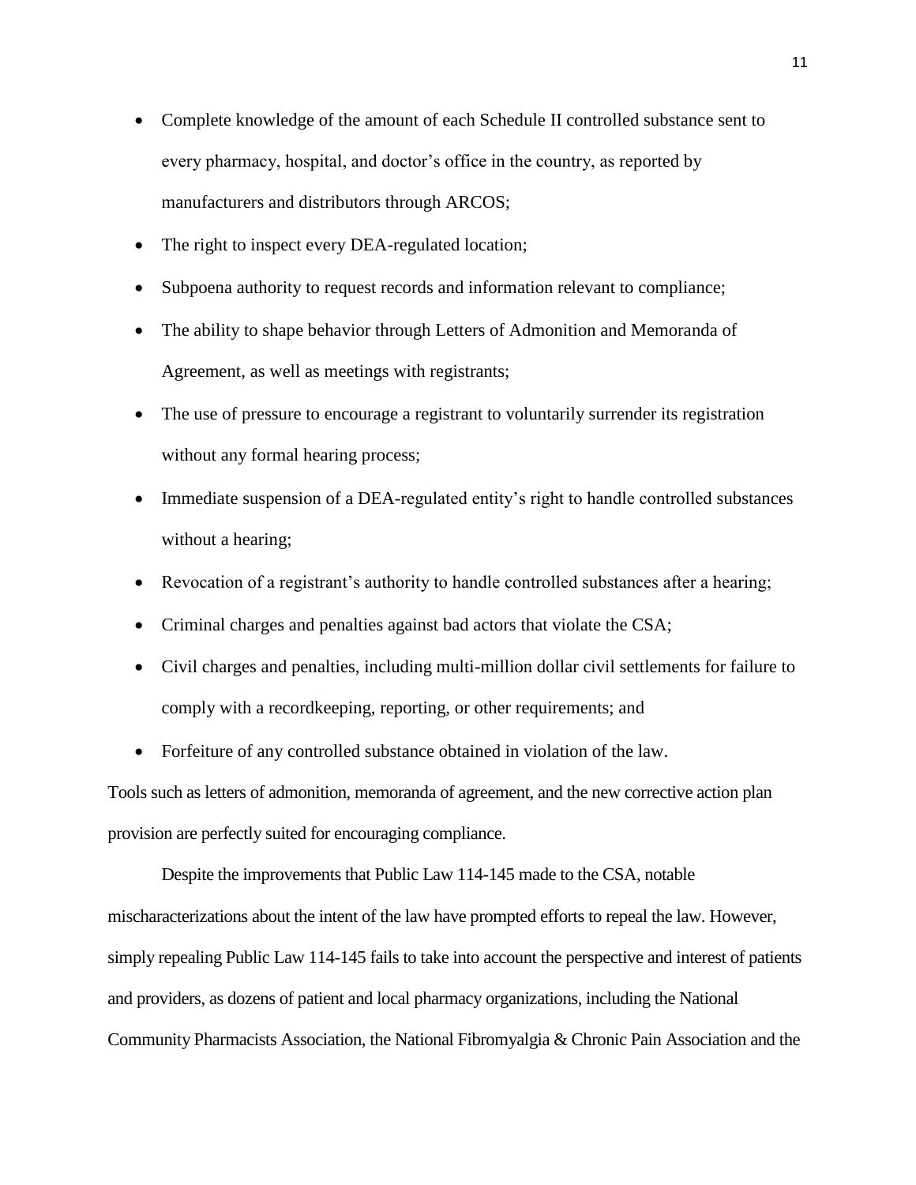- Complete knowledge of the amount of each Schedule II controlled substance sent to every pharmacy, hospital, and doctor's office in the country, as reported by manufacturers and distributors through ARCOS;
- The right to inspect every DEA-regulated location;
- Subpoena authority to request records and information relevant to compliance;
- The ability to shape behavior through Letters of Admonition and Memoranda of Agreement, as well as meetings with registrants;
- The use of pressure to encourage a registrant to voluntarily surrender its registration without any formal hearing process;
- Immediate suspension of a DEA-regulated entity's right to handle controlled substances without a hearing;
- Revocation of a registrant's authority to handle controlled substances after a hearing;
- Criminal charges and penalties against bad actors that violate the CSA;
- Civil charges and penalties, including multi-million dollar civil settlements for failure to comply with a recordkeeping, reporting, or other requirements; and
- Forfeiture of any controlled substance obtained in violation of the law.

Tools such as letters of admonition, memoranda of agreement, and the new corrective action plan provision are perfectly suited for encouraging compliance.

Despite the improvements that Public Law 114-145 made to the CSA, notable mischaracterizations about the intent of the law have prompted efforts to repeal the law. However, simply repealing Public Law 114-145 fails to take into account the perspective and interest of patients and providers, as dozens of patient and local pharmacy organizations, including the National Community Pharmacists Association, the National Fibromyalgia & Chronic Pain Association and the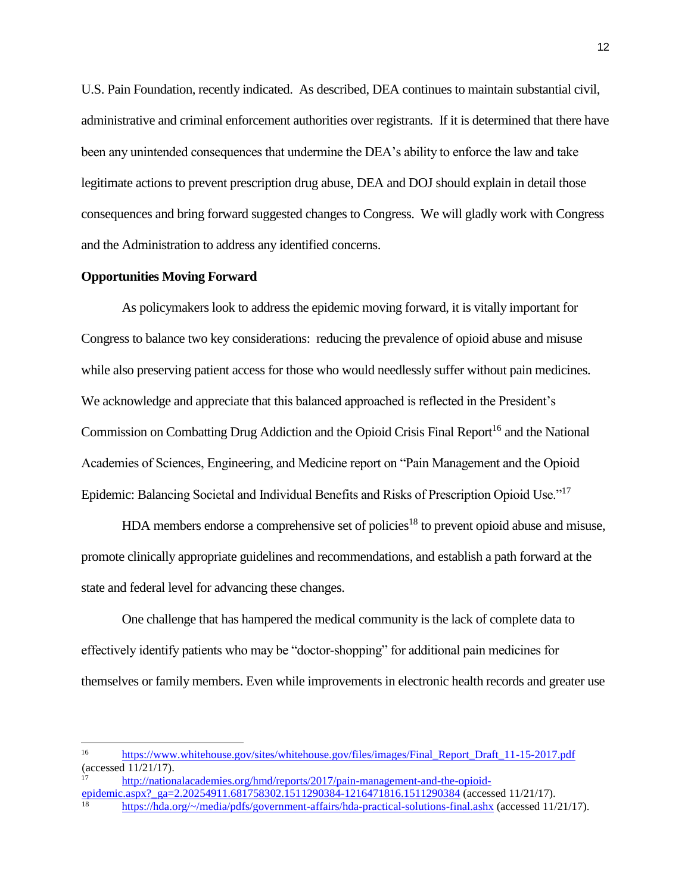U.S. Pain Foundation, recently indicated. As described, DEA continues to maintain substantial civil, administrative and criminal enforcement authorities over registrants. If it is determined that there have been any unintended consequences that undermine the DEA's ability to enforce the law and take legitimate actions to prevent prescription drug abuse, DEA and DOJ should explain in detail those consequences and bring forward suggested changes to Congress. We will gladly work with Congress and the Administration to address any identified concerns.

**Opportunities Moving Forward**

As policymakers look to address the epidemic moving forward, it is vitally important for Congress to balance two key considerations: reducing the prevalence of opioid abuse and misuse while also preserving patient access for those who would needlessly suffer without pain medicines. We acknowledge and appreciate that this balanced approached is reflected in the President's Commission on Combatting Drug Addiction and the Opioid Crisis Final Report[16] and the National Academies of Sciences, Engineering, and Medicine report on "Pain Management and the Opioid Epidemic: Balancing Societal and Individual Benefits and Risks of Prescription Opioid Use."[17]

HDA members endorse a comprehensive set of policies[18] to prevent opioid abuse and misuse, promote clinically appropriate guidelines and recommendations, and establish a path forward at the state and federal level for advancing these changes.

One challenge that has hampered the medical community is the lack of complete data to effectively identify patients who may be "doctor-shopping" for additional pain medicines for themselves or family members. Even while improvements in electronic health records and greater use

---

[16] https://www.whitehouse.gov/sites/whitehouse.gov/files/images/Final_Report_Draft_11-15-2017.pdf (accessed 11/21/17).

[17] http://nationalacademies.org/hmd/reports/2017/pain-management-and-the-opioid-epidemic.aspx?_ga=2.20254911.681758302.1511290384-1216471816.1511290384 (accessed 11/21/17).

[18] https://hda.org/~/media/pdfs/government-affairs/hda-practical-solutions-final.ashx (accessed 11/21/17).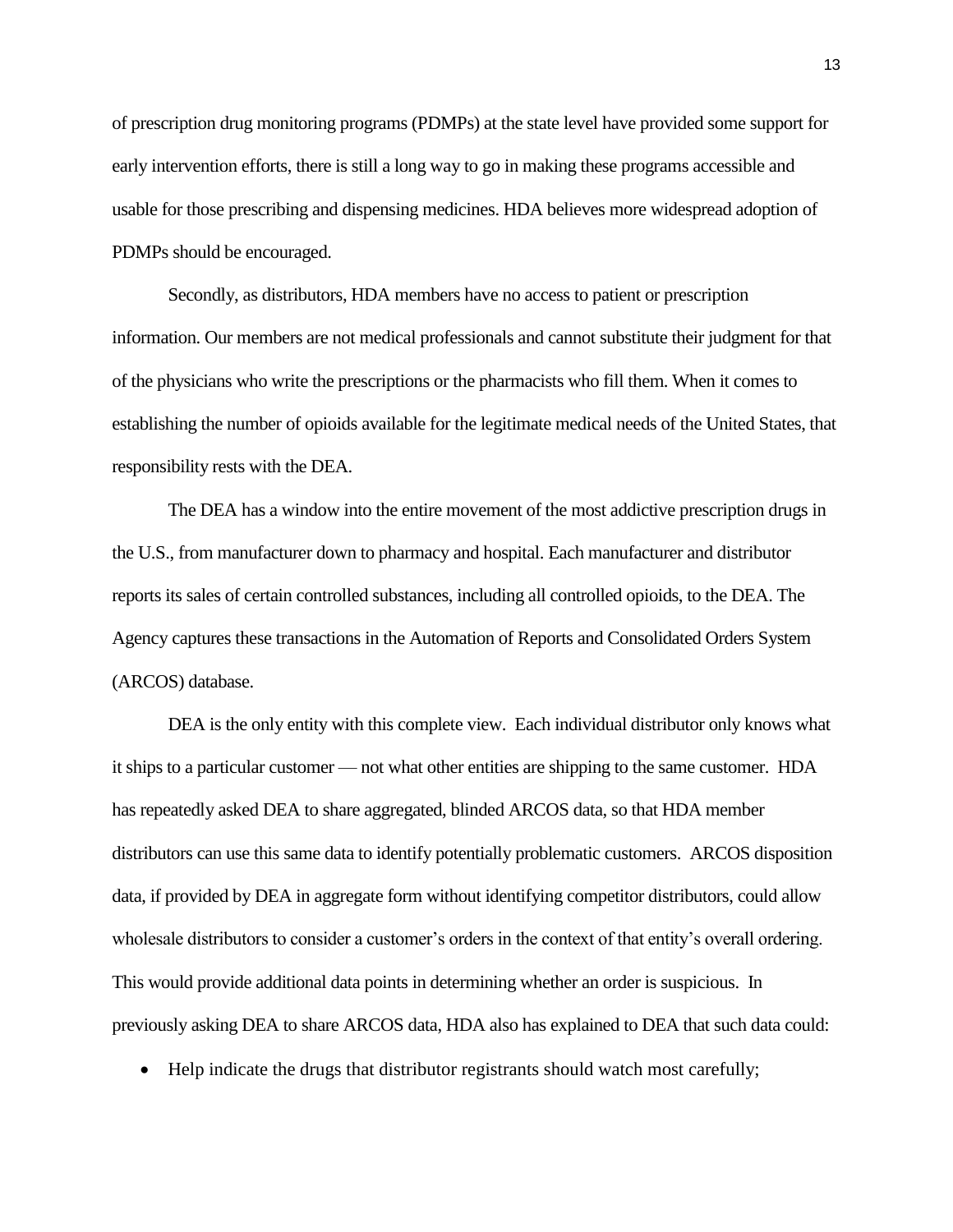of prescription drug monitoring programs (PDMPs) at the state level have provided some support for early intervention efforts, there is still a long way to go in making these programs accessible and usable for those prescribing and dispensing medicines. HDA believes more widespread adoption of PDMPs should be encouraged.

Secondly, as distributors, HDA members have no access to patient or prescription information. Our members are not medical professionals and cannot substitute their judgment for that of the physicians who write the prescriptions or the pharmacists who fill them. When it comes to establishing the number of opioids available for the legitimate medical needs of the United States, that responsibility rests with the DEA.

The DEA has a window into the entire movement of the most addictive prescription drugs in the U.S., from manufacturer down to pharmacy and hospital. Each manufacturer and distributor reports its sales of certain controlled substances, including all controlled opioids, to the DEA. The Agency captures these transactions in the Automation of Reports and Consolidated Orders System (ARCOS) database.

DEA is the only entity with this complete view. Each individual distributor only knows what it ships to a particular customer — not what other entities are shipping to the same customer. HDA has repeatedly asked DEA to share aggregated, blinded ARCOS data, so that HDA member distributors can use this same data to identify potentially problematic customers. ARCOS disposition data, if provided by DEA in aggregate form without identifying competitor distributors, could allow wholesale distributors to consider a customer's orders in the context of that entity's overall ordering. This would provide additional data points in determining whether an order is suspicious. In previously asking DEA to share ARCOS data, HDA also has explained to DEA that such data could:

- Help indicate the drugs that distributor registrants should watch most carefully;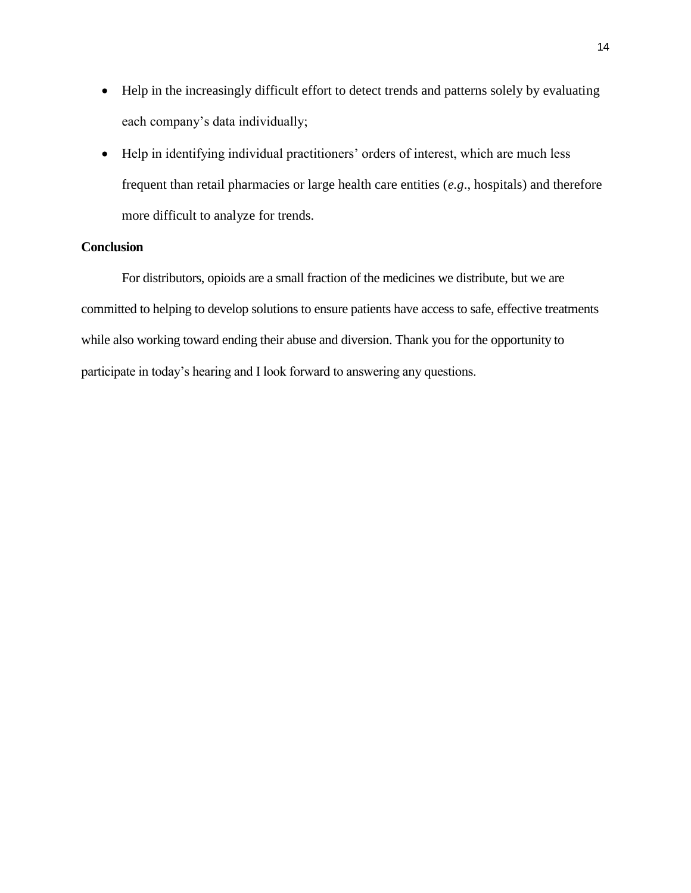- Help in the increasingly difficult effort to detect trends and patterns solely by evaluating each company's data individually;
- Help in identifying individual practitioners' orders of interest, which are much less frequent than retail pharmacies or large health care entities (*e.g*., hospitals) and therefore more difficult to analyze for trends.

**Conclusion**

For distributors, opioids are a small fraction of the medicines we distribute, but we are committed to helping to develop solutions to ensure patients have access to safe, effective treatments while also working toward ending their abuse and diversion. Thank you for the opportunity to participate in today's hearing and I look forward to answering any questions.